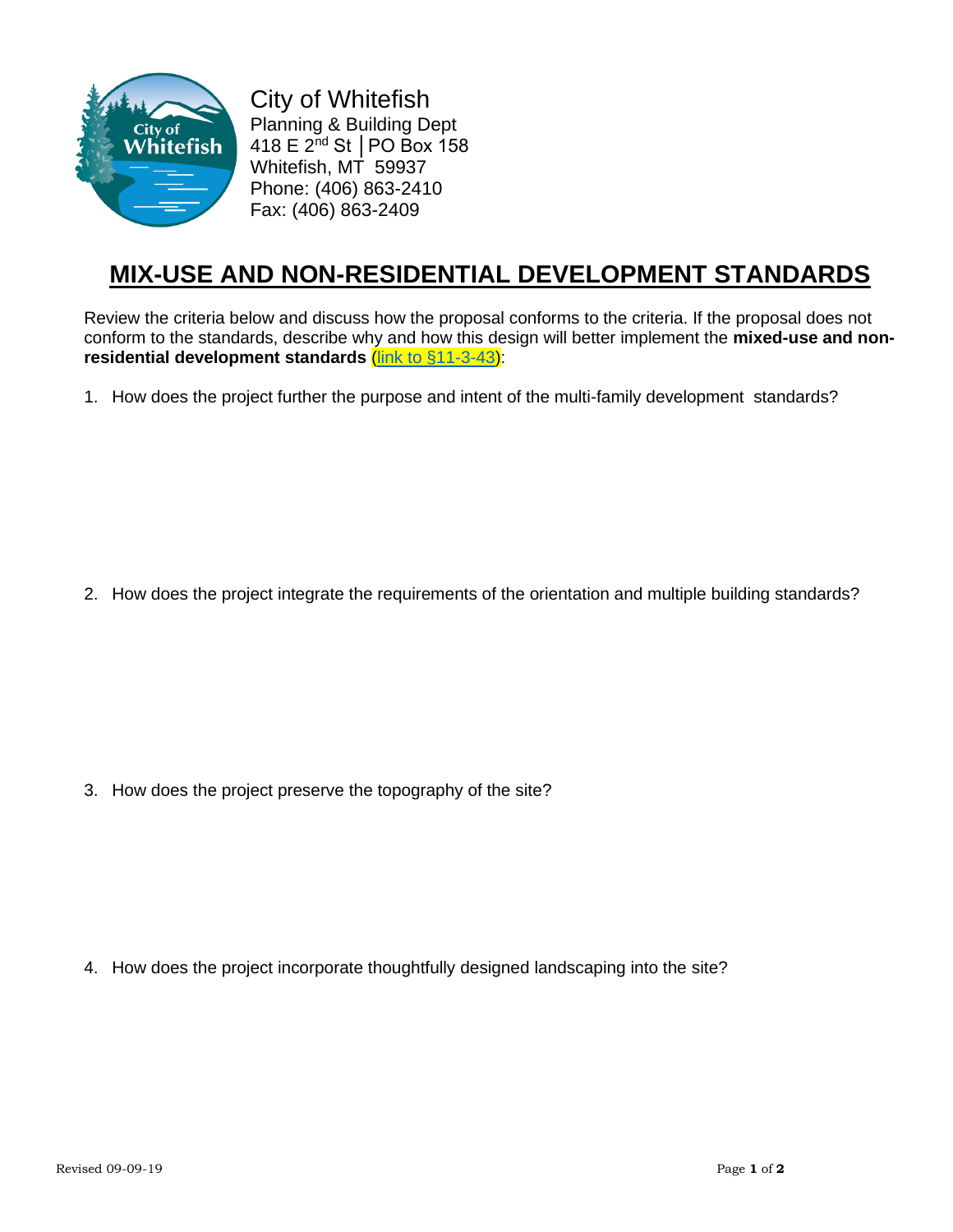City of Whitefish
Planning & Building Dept
418 E 2nd St │PO Box 158
Whitefish, MT 59937
Phone: (406) 863-2410
Fax: (406) 863-2409

# MIX-USE AND NON-RESIDENTIAL DEVELOPMENT STANDARDS

Review the criteria below and discuss how the proposal conforms to the criteria. If the proposal does not conform to the standards, describe why and how this design will better implement the **mixed-use and non-residential development standards** (link to §11-3-43):

1. How does the project further the purpose and intent of the multi-family development standards?

2. How does the project integrate the requirements of the orientation and multiple building standards?

3. How does the project preserve the topography of the site?

4. How does the project incorporate thoughtfully designed landscaping into the site?

Revised 09-09-19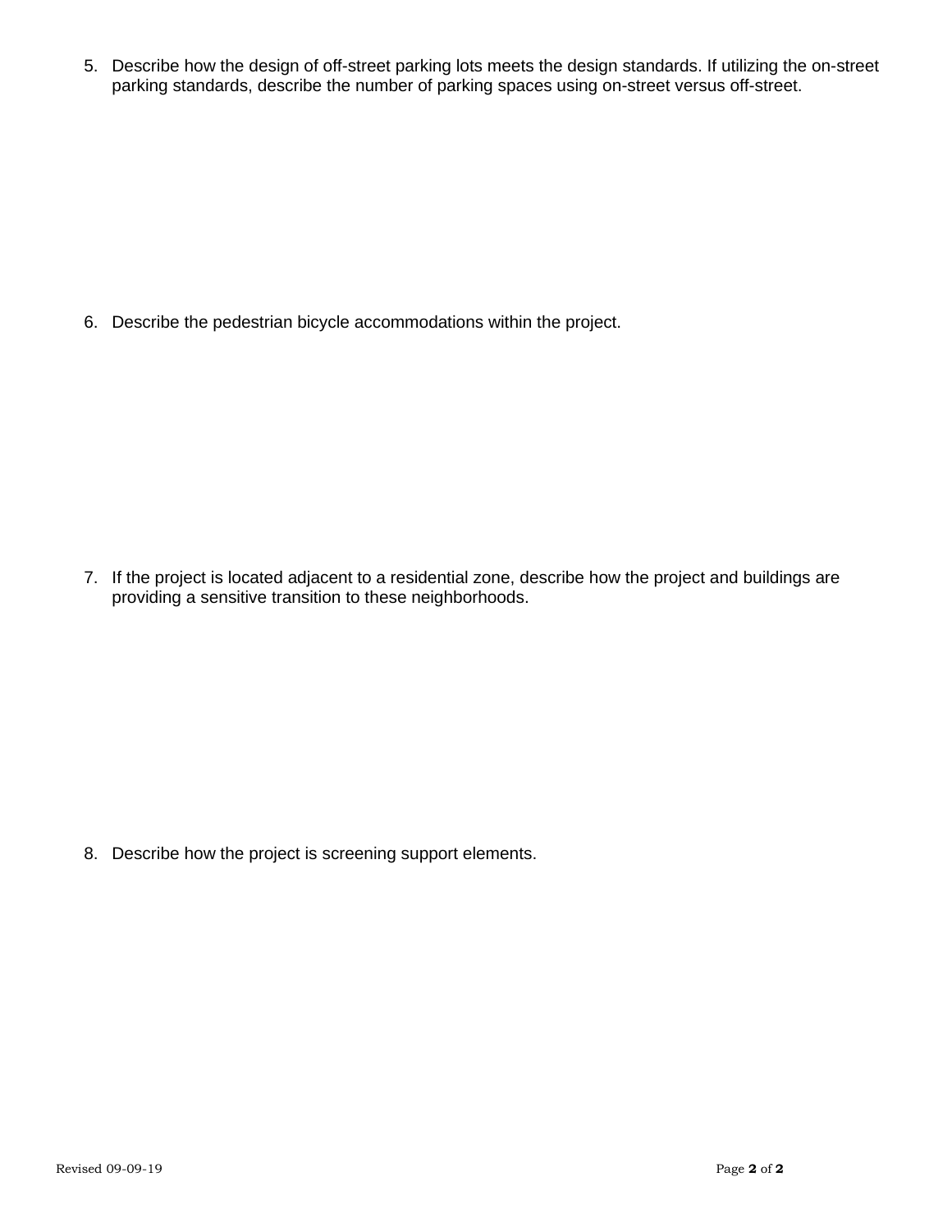5. Describe how the design of off-street parking lots meets the design standards. If utilizing the on-street parking standards, describe the number of parking spaces using on-street versus off-street.

6. Describe the pedestrian bicycle accommodations within the project.

7. If the project is located adjacent to a residential zone, describe how the project and buildings are providing a sensitive transition to these neighborhoods.

8. Describe how the project is screening support elements.

Revised 09-09-19